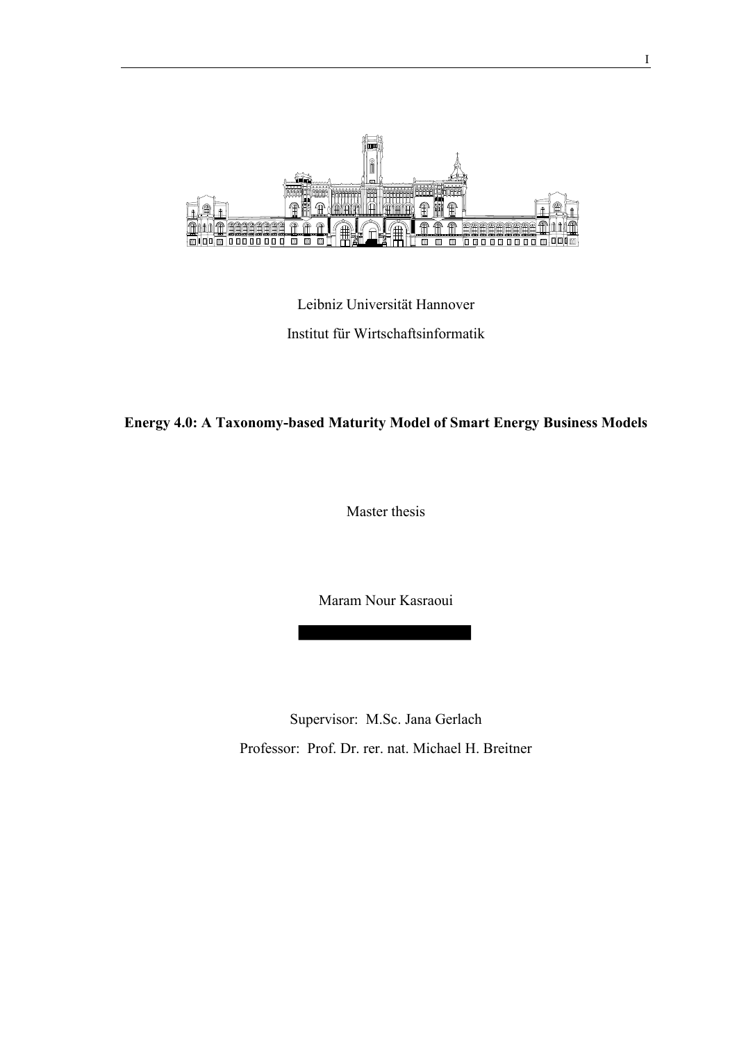Leibniz Universität Hannover

Institut für Wirtschaftsinformatik

**Energy 4.0: A Taxonomy-based Maturity Model of Smart Energy Business Models**

Master thesis

Maram Nour Kasraoui

Supervisor: M.Sc. Jana Gerlach

Professor: Prof. Dr. rer. nat. Michael H. Breitner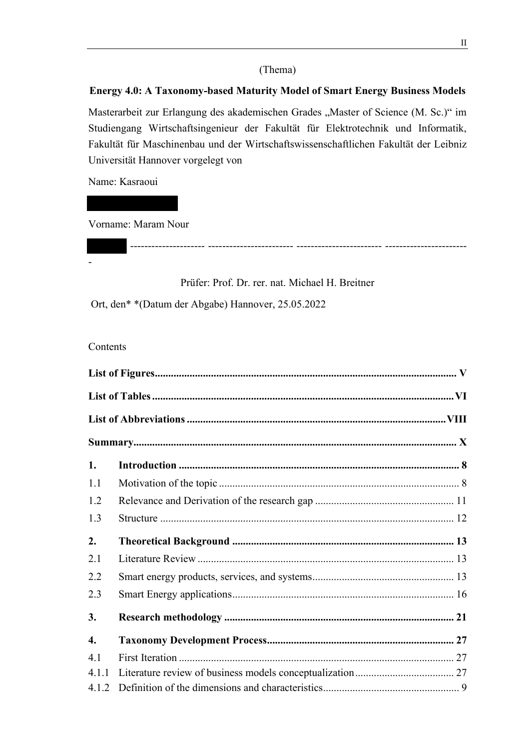(Thema)

**Energy 4.0: A Taxonomy-based Maturity Model of Smart Energy Business Models**

Masterarbeit zur Erlangung des akademischen Grades „Master of Science (M. Sc.)" im Studiengang Wirtschaftsingenieur der Fakultät für Elektrotechnik und Informatik, Fakultät für Maschinenbau und der Wirtschaftswissenschaftlichen Fakultät der Leibniz Universität Hannover vorgelegt von

Name: Kasraoui

Vorname: Maram Nour

-------------------- ----------------------- ----------------------- ----------------------
-

Prüfer: Prof. Dr. rer. nat. Michael H. Breitner

Ort, den* *(Datum der Abgabe) Hannover, 25.05.2022

Contents

**List of Figures** .......... V

**List of Tables** .......... VI

**List of Abbreviations** .......... VIII

**Summary** .......... X

**1. Introduction** .......... 8

1.1 Motivation of the topic .......... 8

1.2 Relevance and Derivation of the research gap .......... 11

1.3 Structure .......... 12

**2. Theoretical Background** .......... 13

2.1 Literature Review .......... 13

2.2 Smart energy products, services, and systems .......... 13

2.3 Smart Energy applications .......... 16

**3. Research methodology** .......... 21

**4. Taxonomy Development Process** .......... 27

4.1 First Iteration .......... 27

4.1.1 Literature review of business models conceptualization .......... 27

4.1.2 Definition of the dimensions and characteristics .......... 9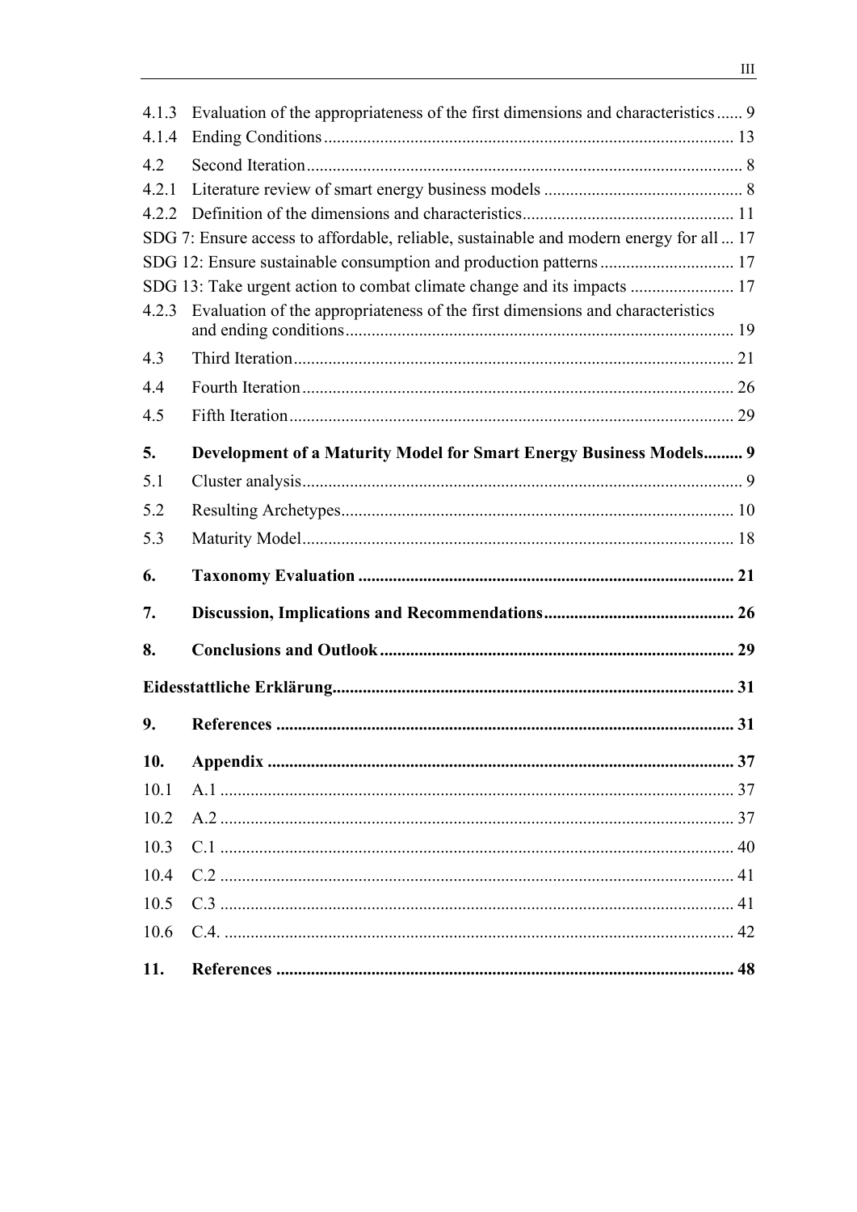4.1.3 Evaluation of the appropriateness of the first dimensions and characteristics ...... 9
4.1.4 Ending Conditions ........................................................................................ 13
4.2 Second Iteration .................................................................................................. 8
4.2.1 Literature review of smart energy business models ......................................... 8
4.2.2 Definition of the dimensions and characteristics ............................................. 11
SDG 7: Ensure access to affordable, reliable, sustainable and modern energy for all ... 17
SDG 12: Ensure sustainable consumption and production patterns ............................ 17
SDG 13: Take urgent action to combat climate change and its impacts ...................... 17
4.2.3 Evaluation of the appropriateness of the first dimensions and characteristics and ending conditions ......................................................................................... 19
4.3 Third Iteration ...................................................................................................... 21
4.4 Fourth Iteration .................................................................................................... 26
4.5 Fifth Iteration ....................................................................................................... 29

**5. Development of a Maturity Model for Smart Energy Business Models ......... 9**
5.1 Cluster analysis ..................................................................................................... 9
5.2 Resulting Archetypes ............................................................................................ 10
5.3 Maturity Model ..................................................................................................... 18

**6. Taxonomy Evaluation ........................................................................................ 21**

**7. Discussion, Implications and Recommendations ............................................. 26**

**8. Conclusions and Outlook ................................................................................... 29**

**Eidesstattliche Erklärung ...................................................................................... 31**

**9. References ........................................................................................................... 31**

**10. Appendix ............................................................................................................ 37**
10.1 A.1 ..................................................................................................................... 37
10.2 A.2 ..................................................................................................................... 37
10.3 C.1 ..................................................................................................................... 40
10.4 C.2 ..................................................................................................................... 41
10.5 C.3 ..................................................................................................................... 41
10.6 C.4. .................................................................................................................... 42

**11. References ........................................................................................................... 48**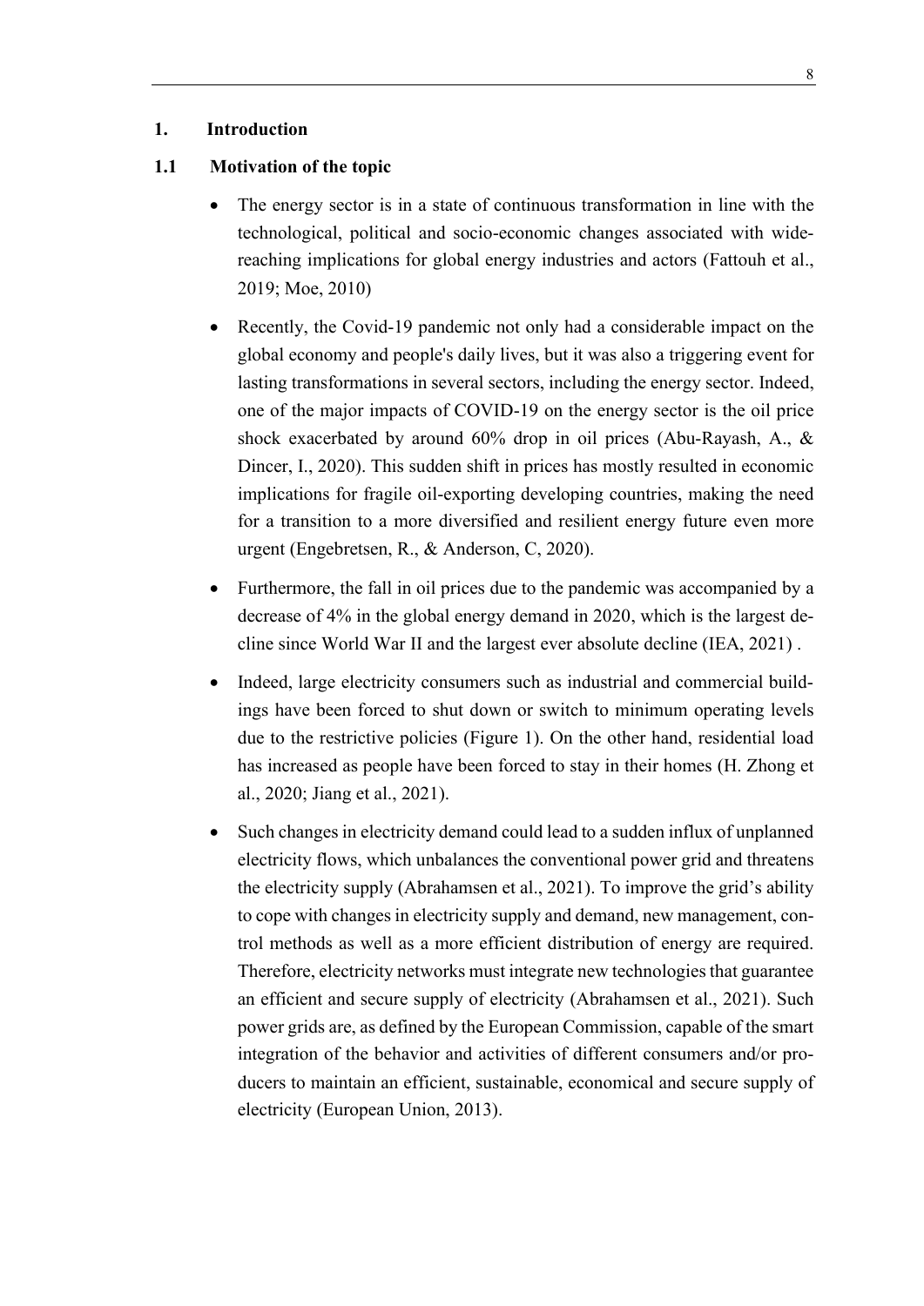# 1. Introduction

## 1.1 Motivation of the topic

- The energy sector is in a state of continuous transformation in line with the technological, political and socio-economic changes associated with wide-reaching implications for global energy industries and actors (Fattouh et al., 2019; Moe, 2010)

- Recently, the Covid-19 pandemic not only had a considerable impact on the global economy and people's daily lives, but it was also a triggering event for lasting transformations in several sectors, including the energy sector. Indeed, one of the major impacts of COVID-19 on the energy sector is the oil price shock exacerbated by around 60% drop in oil prices (Abu-Rayash, A., & Dincer, I., 2020). This sudden shift in prices has mostly resulted in economic implications for fragile oil-exporting developing countries, making the need for a transition to a more diversified and resilient energy future even more urgent (Engebretsen, R., & Anderson, C, 2020).

- Furthermore, the fall in oil prices due to the pandemic was accompanied by a decrease of 4% in the global energy demand in 2020, which is the largest decline since World War II and the largest ever absolute decline (IEA, 2021) .

- Indeed, large electricity consumers such as industrial and commercial buildings have been forced to shut down or switch to minimum operating levels due to the restrictive policies (Figure 1). On the other hand, residential load has increased as people have been forced to stay in their homes (H. Zhong et al., 2020; Jiang et al., 2021).

- Such changes in electricity demand could lead to a sudden influx of unplanned electricity flows, which unbalances the conventional power grid and threatens the electricity supply (Abrahamsen et al., 2021). To improve the grid's ability to cope with changes in electricity supply and demand, new management, control methods as well as a more efficient distribution of energy are required. Therefore, electricity networks must integrate new technologies that guarantee an efficient and secure supply of electricity (Abrahamsen et al., 2021). Such power grids are, as defined by the European Commission, capable of the smart integration of the behavior and activities of different consumers and/or producers to maintain an efficient, sustainable, economical and secure supply of electricity (European Union, 2013).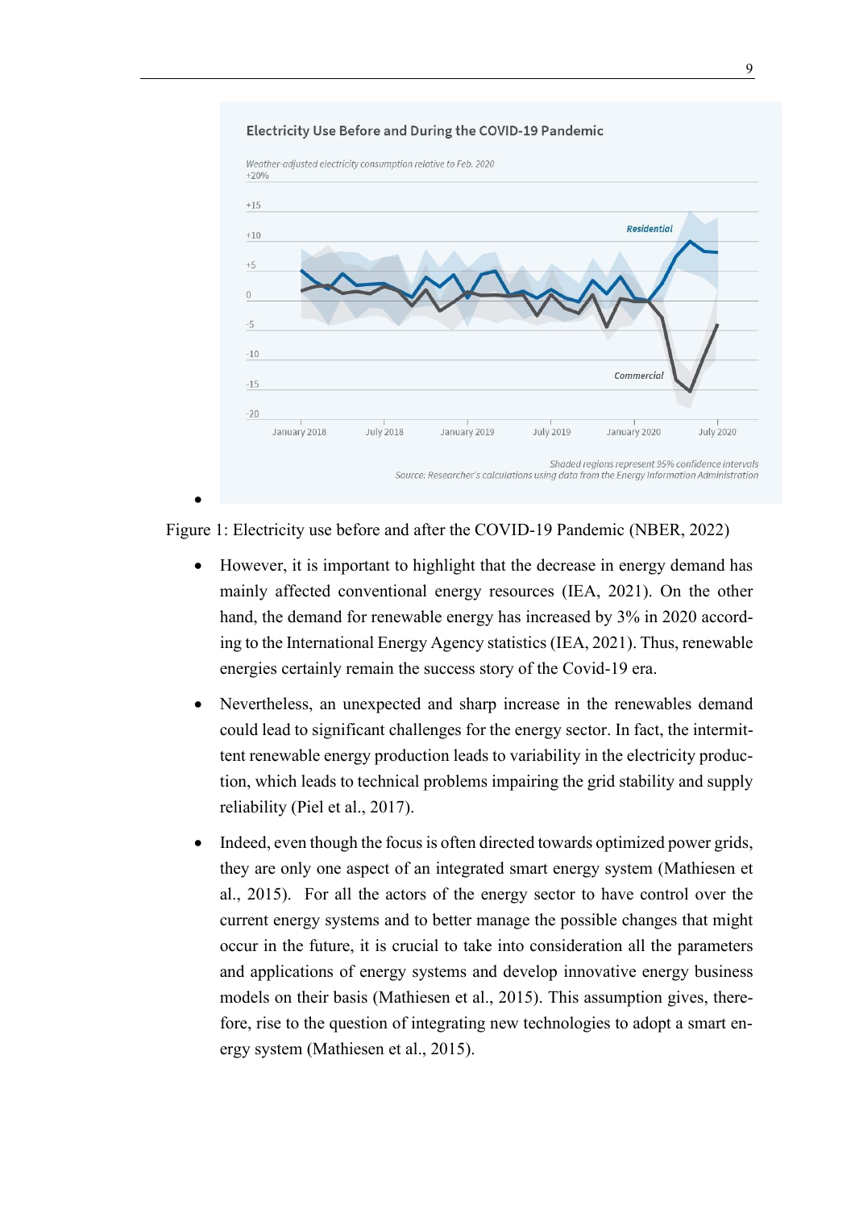Figure 1: Electricity use before and after the COVID-19 Pandemic (NBER, 2022)

- However, it is important to highlight that the decrease in energy demand has mainly affected conventional energy resources (IEA, 2021). On the other hand, the demand for renewable energy has increased by 3% in 2020 according to the International Energy Agency statistics (IEA, 2021). Thus, renewable energies certainly remain the success story of the Covid-19 era.

- Nevertheless, an unexpected and sharp increase in the renewables demand could lead to significant challenges for the energy sector. In fact, the intermittent renewable energy production leads to variability in the electricity production, which leads to technical problems impairing the grid stability and supply reliability (Piel et al., 2017).

- Indeed, even though the focus is often directed towards optimized power grids, they are only one aspect of an integrated smart energy system (Mathiesen et al., 2015). For all the actors of the energy sector to have control over the current energy systems and to better manage the possible changes that might occur in the future, it is crucial to take into consideration all the parameters and applications of energy systems and develop innovative energy business models on their basis (Mathiesen et al., 2015). This assumption gives, therefore, rise to the question of integrating new technologies to adopt a smart energy system (Mathiesen et al., 2015).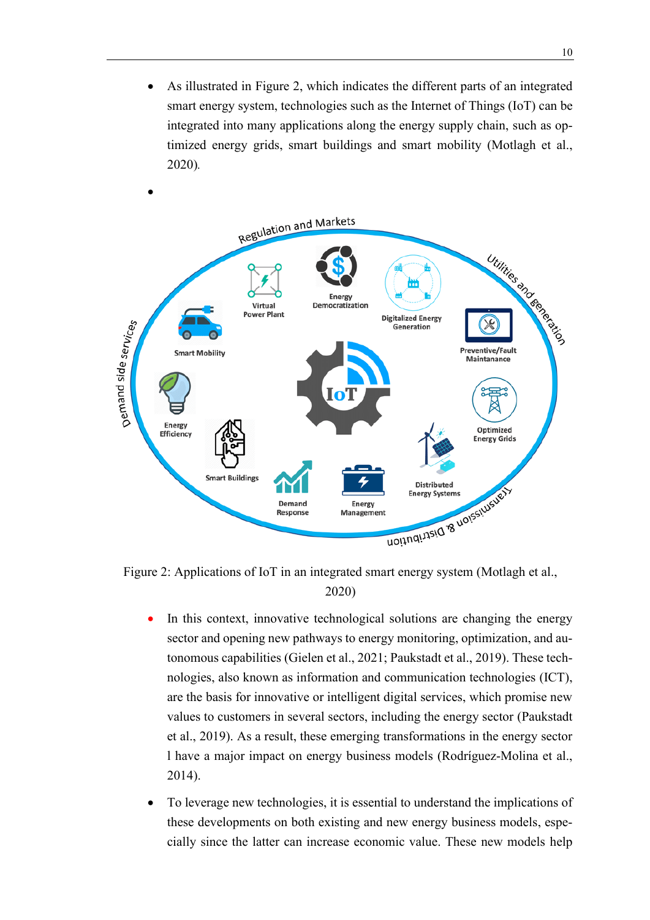- As illustrated in Figure 2, which indicates the different parts of an integrated smart energy system, technologies such as the Internet of Things (IoT) can be integrated into many applications along the energy supply chain, such as optimized energy grids, smart buildings and smart mobility (Motlagh et al., 2020).

-

Figure 2: Applications of IoT in an integrated smart energy system (Motlagh et al., 2020)

- In this context, innovative technological solutions are changing the energy sector and opening new pathways to energy monitoring, optimization, and autonomous capabilities (Gielen et al., 2021; Paukstadt et al., 2019). These technologies, also known as information and communication technologies (ICT), are the basis for innovative or intelligent digital services, which promise new values to customers in several sectors, including the energy sector (Paukstadt et al., 2019). As a result, these emerging transformations in the energy sector l have a major impact on energy business models (Rodríguez-Molina et al., 2014).

- To leverage new technologies, it is essential to understand the implications of these developments on both existing and new energy business models, especially since the latter can increase economic value. These new models help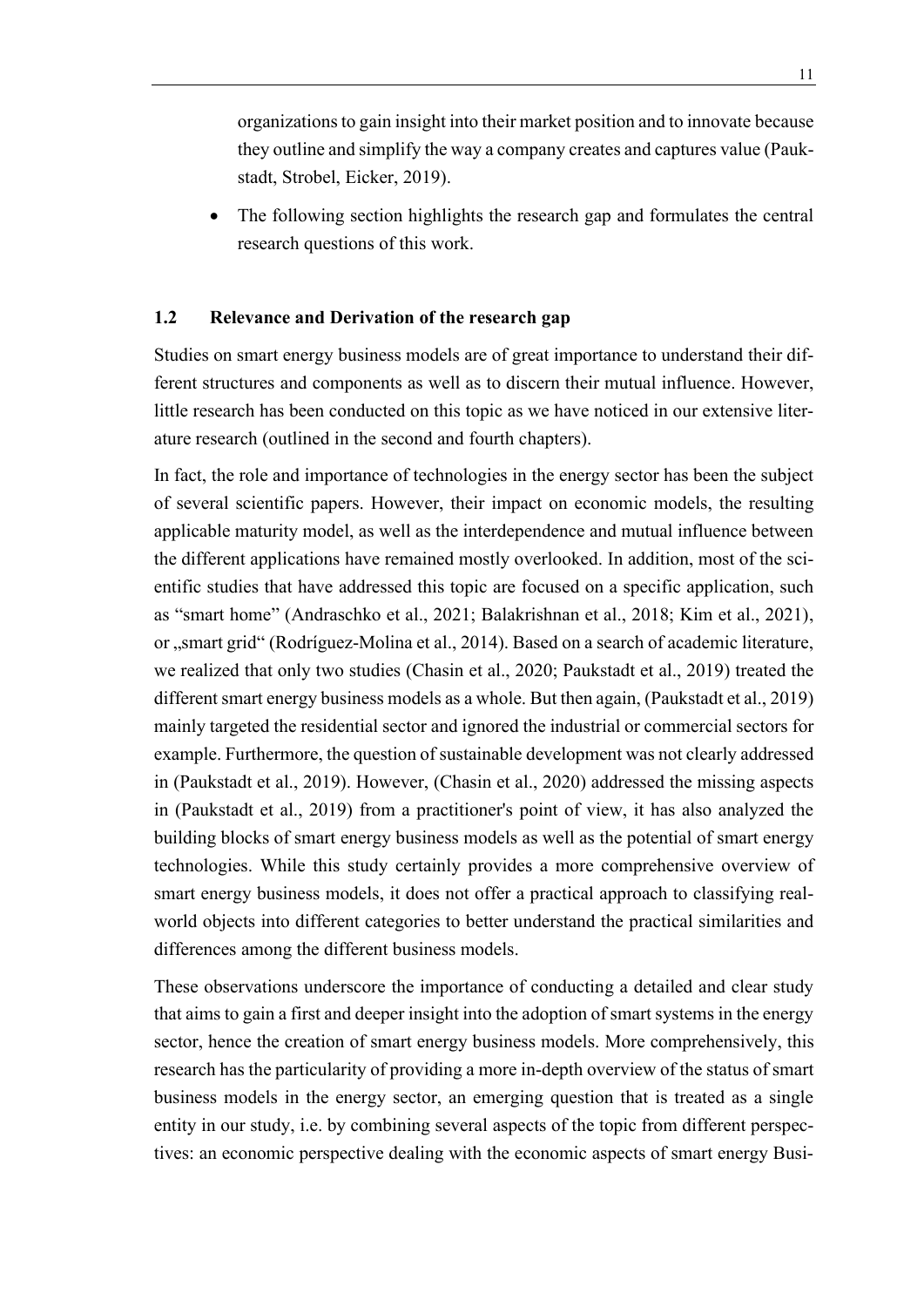organizations to gain insight into their market position and to innovate because they outline and simplify the way a company creates and captures value (Paukstadt, Strobel, Eicker, 2019).

- The following section highlights the research gap and formulates the central research questions of this work.

## 1.2 Relevance and Derivation of the research gap

Studies on smart energy business models are of great importance to understand their different structures and components as well as to discern their mutual influence. However, little research has been conducted on this topic as we have noticed in our extensive literature research (outlined in the second and fourth chapters).

In fact, the role and importance of technologies in the energy sector has been the subject of several scientific papers. However, their impact on economic models, the resulting applicable maturity model, as well as the interdependence and mutual influence between the different applications have remained mostly overlooked. In addition, most of the scientific studies that have addressed this topic are focused on a specific application, such as "smart home" (Andraschko et al., 2021; Balakrishnan et al., 2018; Kim et al., 2021), or „smart grid" (Rodríguez-Molina et al., 2014). Based on a search of academic literature, we realized that only two studies (Chasin et al., 2020; Paukstadt et al., 2019) treated the different smart energy business models as a whole. But then again, (Paukstadt et al., 2019) mainly targeted the residential sector and ignored the industrial or commercial sectors for example. Furthermore, the question of sustainable development was not clearly addressed in (Paukstadt et al., 2019). However, (Chasin et al., 2020) addressed the missing aspects in (Paukstadt et al., 2019) from a practitioner's point of view, it has also analyzed the building blocks of smart energy business models as well as the potential of smart energy technologies. While this study certainly provides a more comprehensive overview of smart energy business models, it does not offer a practical approach to classifying real-world objects into different categories to better understand the practical similarities and differences among the different business models.

These observations underscore the importance of conducting a detailed and clear study that aims to gain a first and deeper insight into the adoption of smart systems in the energy sector, hence the creation of smart energy business models. More comprehensively, this research has the particularity of providing a more in-depth overview of the status of smart business models in the energy sector, an emerging question that is treated as a single entity in our study, i.e. by combining several aspects of the topic from different perspectives: an economic perspective dealing with the economic aspects of smart energy Busi-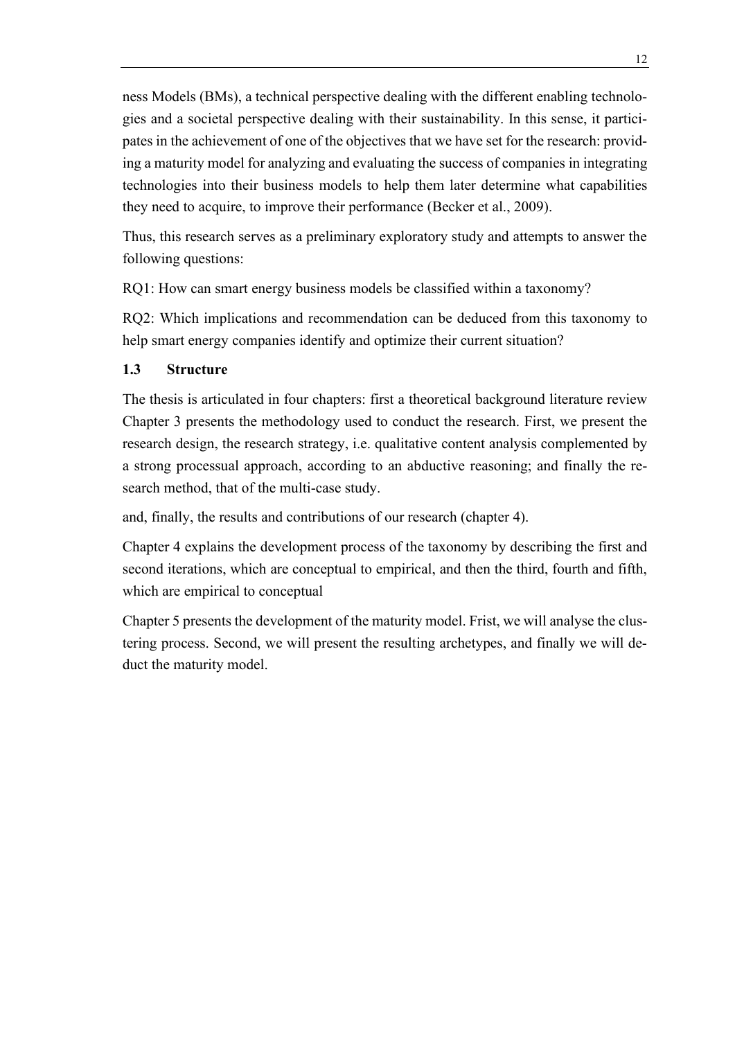ness Models (BMs), a technical perspective dealing with the different enabling technologies and a societal perspective dealing with their sustainability. In this sense, it participates in the achievement of one of the objectives that we have set for the research: providing a maturity model for analyzing and evaluating the success of companies in integrating technologies into their business models to help them later determine what capabilities they need to acquire, to improve their performance (Becker et al., 2009).

Thus, this research serves as a preliminary exploratory study and attempts to answer the following questions:

RQ1: How can smart energy business models be classified within a taxonomy?

RQ2: Which implications and recommendation can be deduced from this taxonomy to help smart energy companies identify and optimize their current situation?

### 1.3 Structure

The thesis is articulated in four chapters: first a theoretical background literature review Chapter 3 presents the methodology used to conduct the research. First, we present the research design, the research strategy, i.e. qualitative content analysis complemented by a strong processual approach, according to an abductive reasoning; and finally the research method, that of the multi-case study.

and, finally, the results and contributions of our research (chapter 4).

Chapter 4 explains the development process of the taxonomy by describing the first and second iterations, which are conceptual to empirical, and then the third, fourth and fifth, which are empirical to conceptual

Chapter 5 presents the development of the maturity model. Frist, we will analyse the clustering process. Second, we will present the resulting archetypes, and finally we will deduct the maturity model.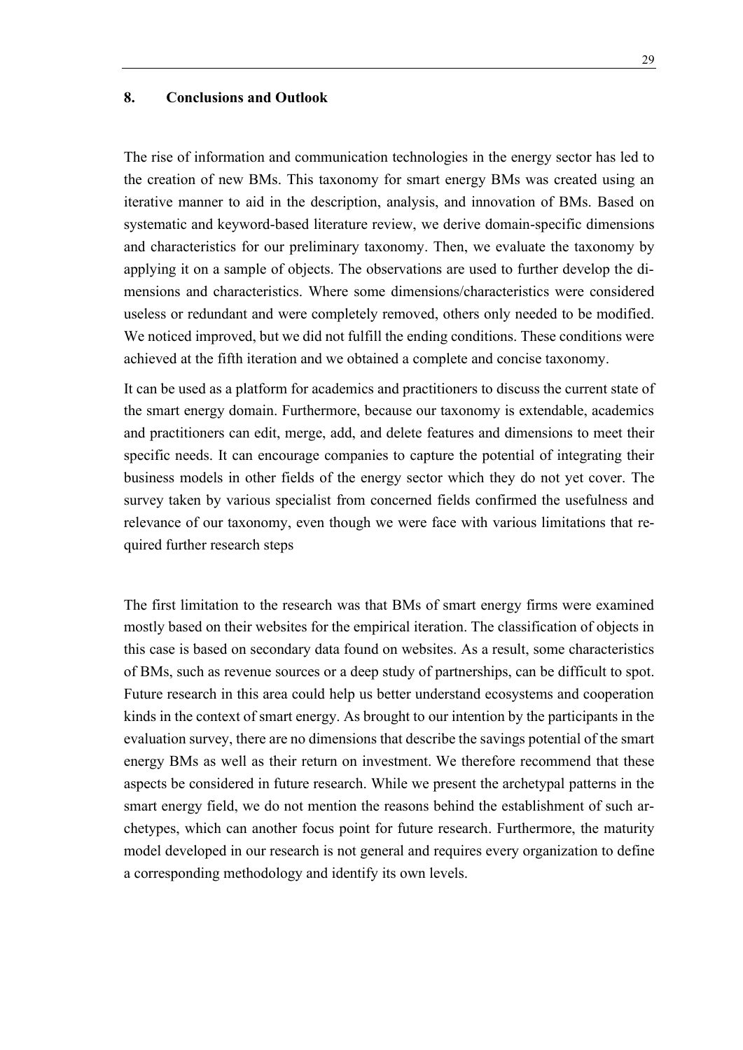## 8. Conclusions and Outlook

The rise of information and communication technologies in the energy sector has led to the creation of new BMs. This taxonomy for smart energy BMs was created using an iterative manner to aid in the description, analysis, and innovation of BMs. Based on systematic and keyword-based literature review, we derive domain-specific dimensions and characteristics for our preliminary taxonomy. Then, we evaluate the taxonomy by applying it on a sample of objects. The observations are used to further develop the dimensions and characteristics. Where some dimensions/characteristics were considered useless or redundant and were completely removed, others only needed to be modified. We noticed improved, but we did not fulfill the ending conditions. These conditions were achieved at the fifth iteration and we obtained a complete and concise taxonomy.

It can be used as a platform for academics and practitioners to discuss the current state of the smart energy domain. Furthermore, because our taxonomy is extendable, academics and practitioners can edit, merge, add, and delete features and dimensions to meet their specific needs. It can encourage companies to capture the potential of integrating their business models in other fields of the energy sector which they do not yet cover. The survey taken by various specialist from concerned fields confirmed the usefulness and relevance of our taxonomy, even though we were face with various limitations that required further research steps

The first limitation to the research was that BMs of smart energy firms were examined mostly based on their websites for the empirical iteration. The classification of objects in this case is based on secondary data found on websites. As a result, some characteristics of BMs, such as revenue sources or a deep study of partnerships, can be difficult to spot. Future research in this area could help us better understand ecosystems and cooperation kinds in the context of smart energy. As brought to our intention by the participants in the evaluation survey, there are no dimensions that describe the savings potential of the smart energy BMs as well as their return on investment. We therefore recommend that these aspects be considered in future research. While we present the archetypal patterns in the smart energy field, we do not mention the reasons behind the establishment of such archetypes, which can another focus point for future research. Furthermore, the maturity model developed in our research is not general and requires every organization to define a corresponding methodology and identify its own levels.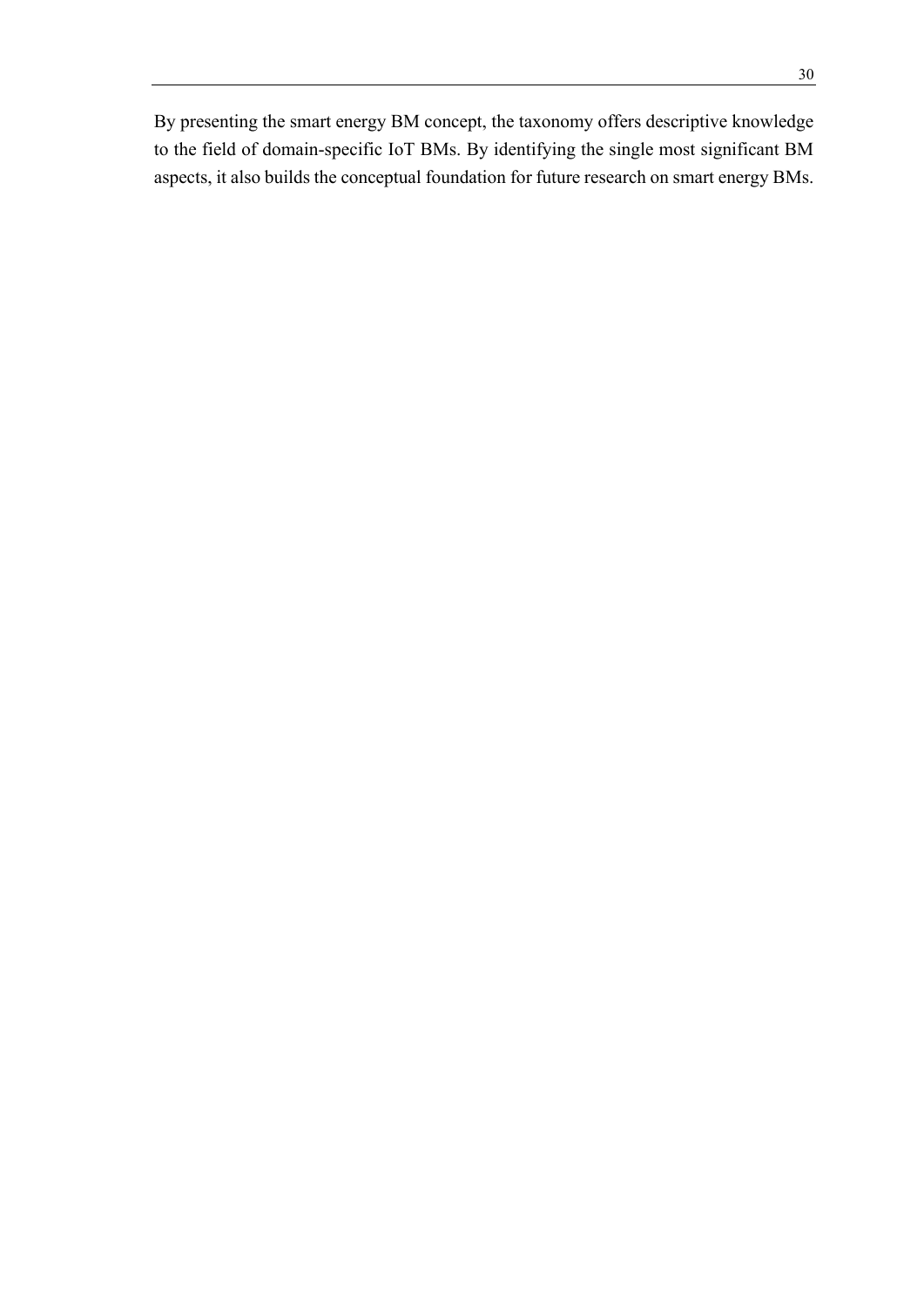By presenting the smart energy BM concept, the taxonomy offers descriptive knowledge to the field of domain-specific IoT BMs. By identifying the single most significant BM aspects, it also builds the conceptual foundation for future research on smart energy BMs.